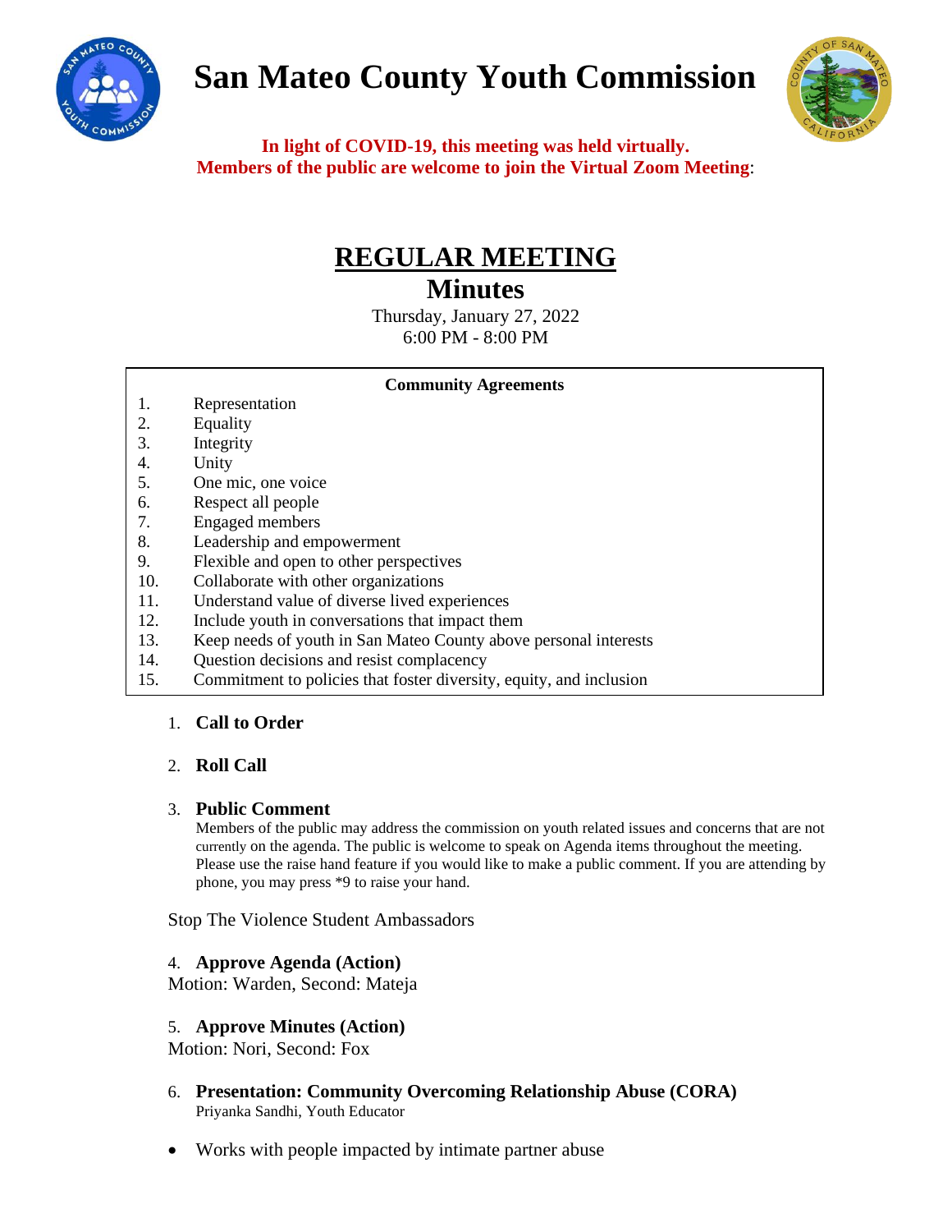# San Mateo County Youth Commission

**In light of COVID-19, this meeting was held virtually.**
**Members of the public are welcome to join the Virtual Zoom Meeting**:

## REGULAR MEETING
## Minutes

Thursday, January 27, 2022
6:00 PM - 8:00 PM

**Community Agreements**

1. Representation
2. Equality
3. Integrity
4. Unity
5. One mic, one voice
6. Respect all people
7. Engaged members
8. Leadership and empowerment
9. Flexible and open to other perspectives
10. Collaborate with other organizations
11. Understand value of diverse lived experiences
12. Include youth in conversations that impact them
13. Keep needs of youth in San Mateo County above personal interests
14. Question decisions and resist complacency
15. Commitment to policies that foster diversity, equity, and inclusion

1. **Call to Order**

2. **Roll Call**

3. **Public Comment**
   Members of the public may address the commission on youth related issues and concerns that are not currently on the agenda. The public is welcome to speak on Agenda items throughout the meeting. Please use the raise hand feature if you would like to make a public comment. If you are attending by phone, you may press *9 to raise your hand.

Stop The Violence Student Ambassadors

4. **Approve Agenda (Action)**
Motion: Warden, Second: Mateja

5. **Approve Minutes (Action)**
Motion: Nori, Second: Fox

6. **Presentation: Community Overcoming Relationship Abuse (CORA)**
   Priyanka Sandhi, Youth Educator

- Works with people impacted by intimate partner abuse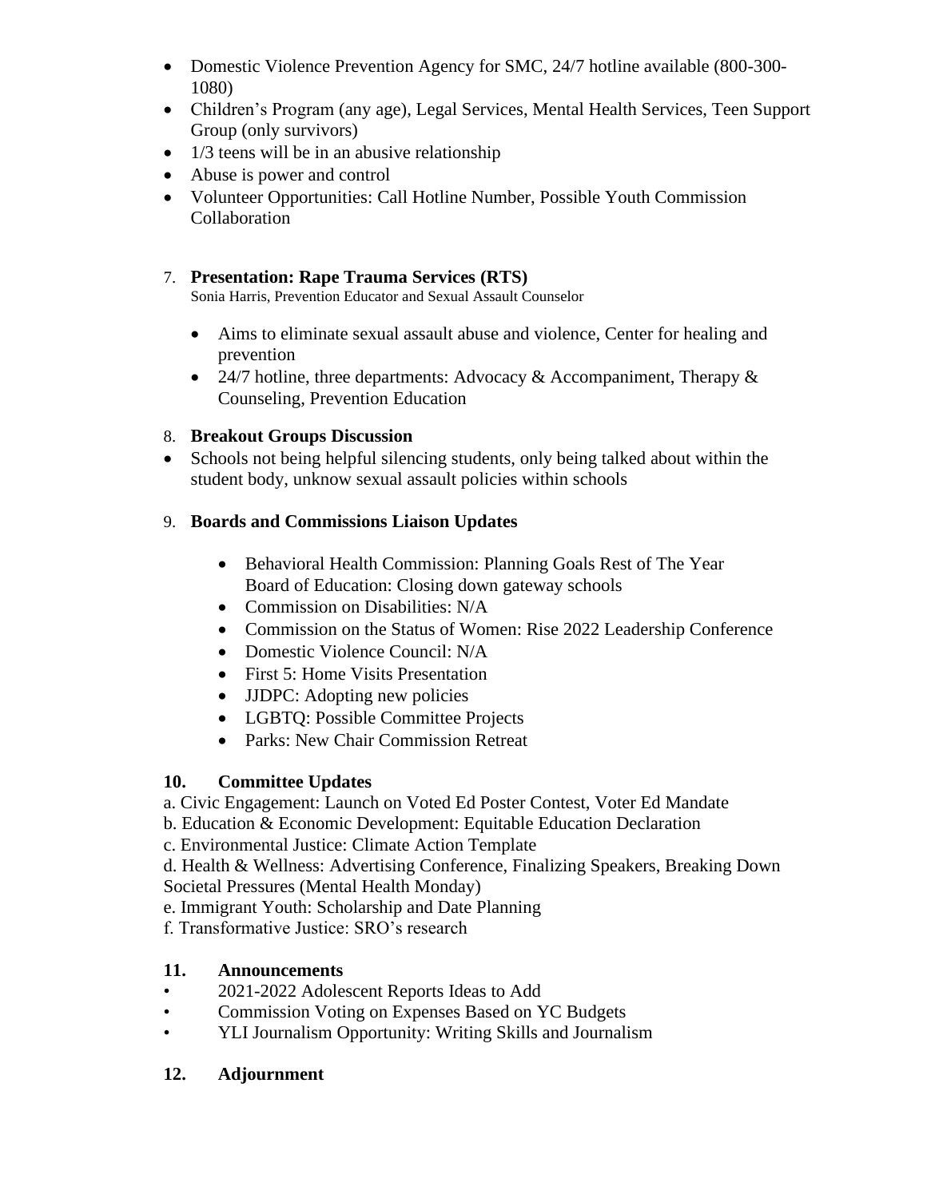- Domestic Violence Prevention Agency for SMC, 24/7 hotline available (800-300-1080)
- Children's Program (any age), Legal Services, Mental Health Services, Teen Support Group (only survivors)
- 1/3 teens will be in an abusive relationship
- Abuse is power and control
- Volunteer Opportunities: Call Hotline Number, Possible Youth Commission Collaboration

7. **Presentation: Rape Trauma Services (RTS)**
   Sonia Harris, Prevention Educator and Sexual Assault Counselor

   - Aims to eliminate sexual assault abuse and violence, Center for healing and prevention
   - 24/7 hotline, three departments: Advocacy & Accompaniment, Therapy & Counseling, Prevention Education

8. **Breakout Groups Discussion**

- Schools not being helpful silencing students, only being talked about within the student body, unknow sexual assault policies within schools

9. **Boards and Commissions Liaison Updates**

   - Behavioral Health Commission: Planning Goals Rest of The Year
     Board of Education: Closing down gateway schools
   - Commission on Disabilities: N/A
   - Commission on the Status of Women: Rise 2022 Leadership Conference
   - Domestic Violence Council: N/A
   - First 5: Home Visits Presentation
   - JJDPC: Adopting new policies
   - LGBTQ: Possible Committee Projects
   - Parks: New Chair Commission Retreat

**10. Committee Updates**

a. Civic Engagement: Launch on Voted Ed Poster Contest, Voter Ed Mandate
b. Education & Economic Development: Equitable Education Declaration
c. Environmental Justice: Climate Action Template
d. Health & Wellness: Advertising Conference, Finalizing Speakers, Breaking Down Societal Pressures (Mental Health Monday)
e. Immigrant Youth: Scholarship and Date Planning
f. Transformative Justice: SRO's research

**11. Announcements**

- 2021-2022 Adolescent Reports Ideas to Add
- Commission Voting on Expenses Based on YC Budgets
- YLI Journalism Opportunity: Writing Skills and Journalism

**12. Adjournment**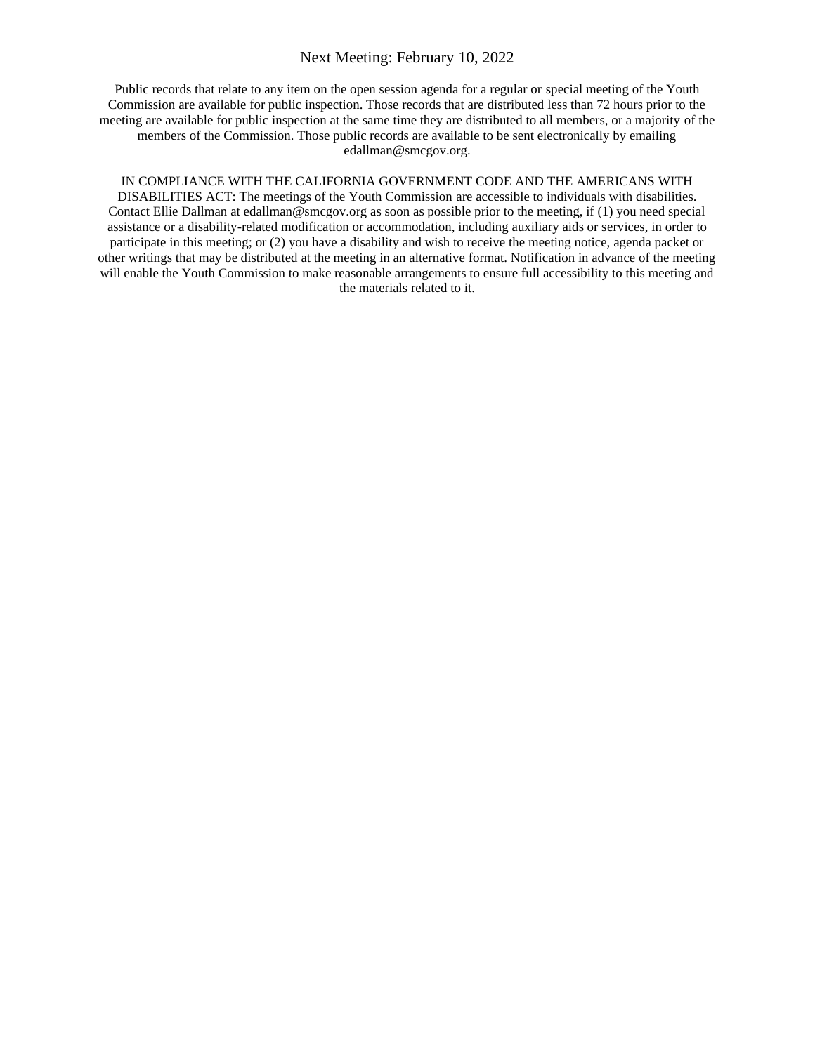Next Meeting: February 10, 2022

Public records that relate to any item on the open session agenda for a regular or special meeting of the Youth Commission are available for public inspection. Those records that are distributed less than 72 hours prior to the meeting are available for public inspection at the same time they are distributed to all members, or a majority of the members of the Commission. Those public records are available to be sent electronically by emailing edallman@smcgov.org.

IN COMPLIANCE WITH THE CALIFORNIA GOVERNMENT CODE AND THE AMERICANS WITH DISABILITIES ACT: The meetings of the Youth Commission are accessible to individuals with disabilities. Contact Ellie Dallman at edallman@smcgov.org as soon as possible prior to the meeting, if (1) you need special assistance or a disability-related modification or accommodation, including auxiliary aids or services, in order to participate in this meeting; or (2) you have a disability and wish to receive the meeting notice, agenda packet or other writings that may be distributed at the meeting in an alternative format. Notification in advance of the meeting will enable the Youth Commission to make reasonable arrangements to ensure full accessibility to this meeting and the materials related to it.